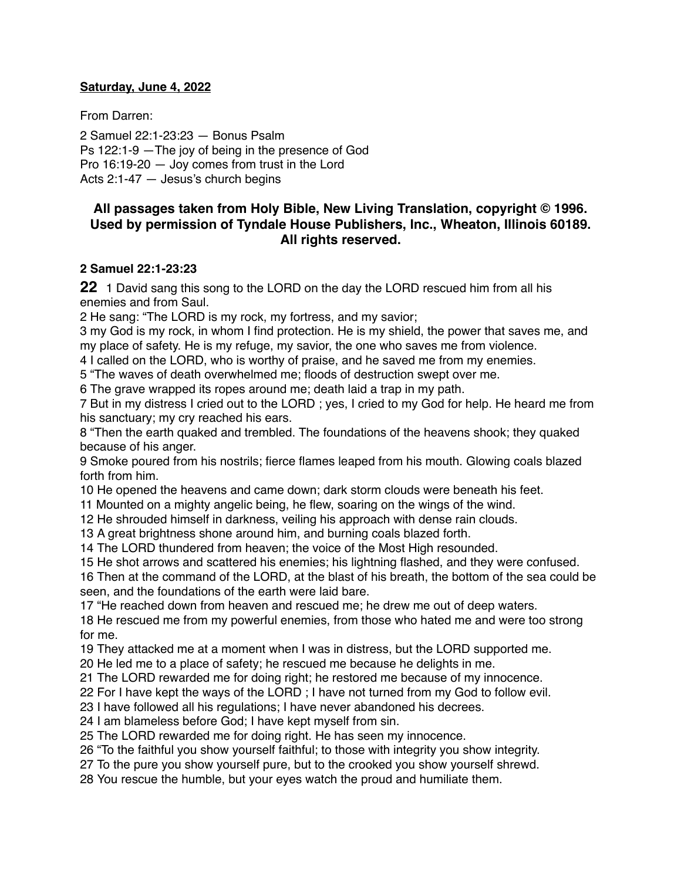**Saturday, June 4, 2022**

From Darren:

2 Samuel 22:1-23:23 — Bonus Psalm
Ps 122:1-9 —The joy of being in the presence of God
Pro 16:19-20 — Joy comes from trust in the Lord
Acts 2:1-47 — Jesus's church begins

**All passages taken from Holy Bible, New Living Translation, copyright © 1996. Used by permission of Tyndale House Publishers, Inc., Wheaton, Illinois 60189. All rights reserved.**

**2 Samuel 22:1-23:23**

**22** 1 David sang this song to the LORD on the day the LORD rescued him from all his enemies and from Saul.
2 He sang: "The LORD is my rock, my fortress, and my savior;
3 my God is my rock, in whom I find protection. He is my shield, the power that saves me, and my place of safety. He is my refuge, my savior, the one who saves me from violence.
4 I called on the LORD, who is worthy of praise, and he saved me from my enemies.
5 "The waves of death overwhelmed me; floods of destruction swept over me.
6 The grave wrapped its ropes around me; death laid a trap in my path.
7 But in my distress I cried out to the LORD ; yes, I cried to my God for help. He heard me from his sanctuary; my cry reached his ears.
8 "Then the earth quaked and trembled. The foundations of the heavens shook; they quaked because of his anger.
9 Smoke poured from his nostrils; fierce flames leaped from his mouth. Glowing coals blazed forth from him.
10 He opened the heavens and came down; dark storm clouds were beneath his feet.
11 Mounted on a mighty angelic being, he flew, soaring on the wings of the wind.
12 He shrouded himself in darkness, veiling his approach with dense rain clouds.
13 A great brightness shone around him, and burning coals blazed forth.
14 The LORD thundered from heaven; the voice of the Most High resounded.
15 He shot arrows and scattered his enemies; his lightning flashed, and they were confused.
16 Then at the command of the LORD, at the blast of his breath, the bottom of the sea could be seen, and the foundations of the earth were laid bare.
17 "He reached down from heaven and rescued me; he drew me out of deep waters.
18 He rescued me from my powerful enemies, from those who hated me and were too strong for me.
19 They attacked me at a moment when I was in distress, but the LORD supported me.
20 He led me to a place of safety; he rescued me because he delights in me.
21 The LORD rewarded me for doing right; he restored me because of my innocence.
22 For I have kept the ways of the LORD ; I have not turned from my God to follow evil.
23 I have followed all his regulations; I have never abandoned his decrees.
24 I am blameless before God; I have kept myself from sin.
25 The LORD rewarded me for doing right. He has seen my innocence.
26 "To the faithful you show yourself faithful; to those with integrity you show integrity.
27 To the pure you show yourself pure, but to the crooked you show yourself shrewd.
28 You rescue the humble, but your eyes watch the proud and humiliate them.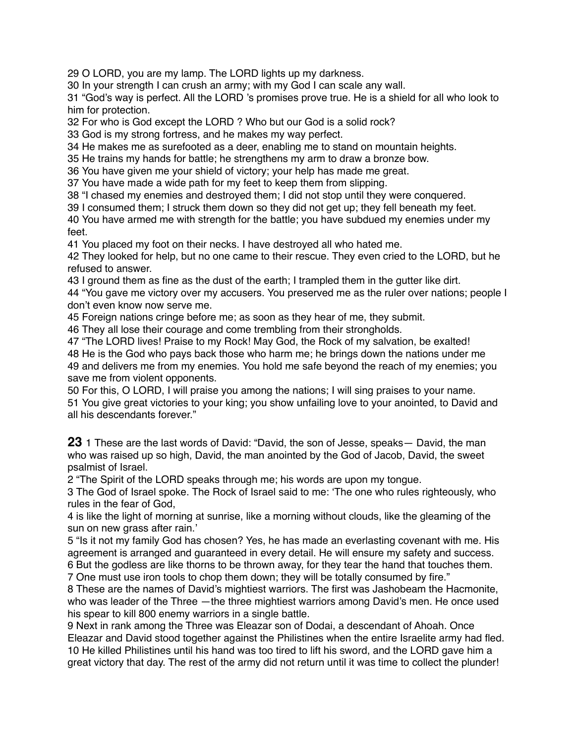29 O LORD, you are my lamp. The LORD lights up my darkness.
30 In your strength I can crush an army; with my God I can scale any wall.
31 “God’s way is perfect. All the LORD ’s promises prove true. He is a shield for all who look to him for protection.
32 For who is God except the LORD ? Who but our God is a solid rock?
33 God is my strong fortress, and he makes my way perfect.
34 He makes me as surefooted as a deer, enabling me to stand on mountain heights.
35 He trains my hands for battle; he strengthens my arm to draw a bronze bow.
36 You have given me your shield of victory; your help has made me great.
37 You have made a wide path for my feet to keep them from slipping.
38 “I chased my enemies and destroyed them; I did not stop until they were conquered.
39 I consumed them; I struck them down so they did not get up; they fell beneath my feet.
40 You have armed me with strength for the battle; you have subdued my enemies under my feet.
41 You placed my foot on their necks. I have destroyed all who hated me.
42 They looked for help, but no one came to their rescue. They even cried to the LORD, but he refused to answer.
43 I ground them as fine as the dust of the earth; I trampled them in the gutter like dirt.
44 “You gave me victory over my accusers. You preserved me as the ruler over nations; people I don’t even know now serve me.
45 Foreign nations cringe before me; as soon as they hear of me, they submit.
46 They all lose their courage and come trembling from their strongholds.
47 “The LORD lives! Praise to my Rock! May God, the Rock of my salvation, be exalted!
48 He is the God who pays back those who harm me; he brings down the nations under me
49 and delivers me from my enemies. You hold me safe beyond the reach of my enemies; you save me from violent opponents.
50 For this, O LORD, I will praise you among the nations; I will sing praises to your name.
51 You give great victories to your king; you show unfailing love to your anointed, to David and all his descendants forever.”

**23** 1 These are the last words of David: “David, the son of Jesse, speaks— David, the man who was raised up so high, David, the man anointed by the God of Jacob, David, the sweet psalmist of Israel.
2 “The Spirit of the LORD speaks through me; his words are upon my tongue.
3 The God of Israel spoke. The Rock of Israel said to me: ‘The one who rules righteously, who rules in the fear of God,
4 is like the light of morning at sunrise, like a morning without clouds, like the gleaming of the sun on new grass after rain.’
5 “Is it not my family God has chosen? Yes, he has made an everlasting covenant with me. His agreement is arranged and guaranteed in every detail. He will ensure my safety and success.
6 But the godless are like thorns to be thrown away, for they tear the hand that touches them.
7 One must use iron tools to chop them down; they will be totally consumed by fire.”
8 These are the names of David’s mightiest warriors. The first was Jashobeam the Hacmonite, who was leader of the Three —the three mightiest warriors among David’s men. He once used his spear to kill 800 enemy warriors in a single battle.
9 Next in rank among the Three was Eleazar son of Dodai, a descendant of Ahoah. Once Eleazar and David stood together against the Philistines when the entire Israelite army had fled.
10 He killed Philistines until his hand was too tired to lift his sword, and the LORD gave him a great victory that day. The rest of the army did not return until it was time to collect the plunder!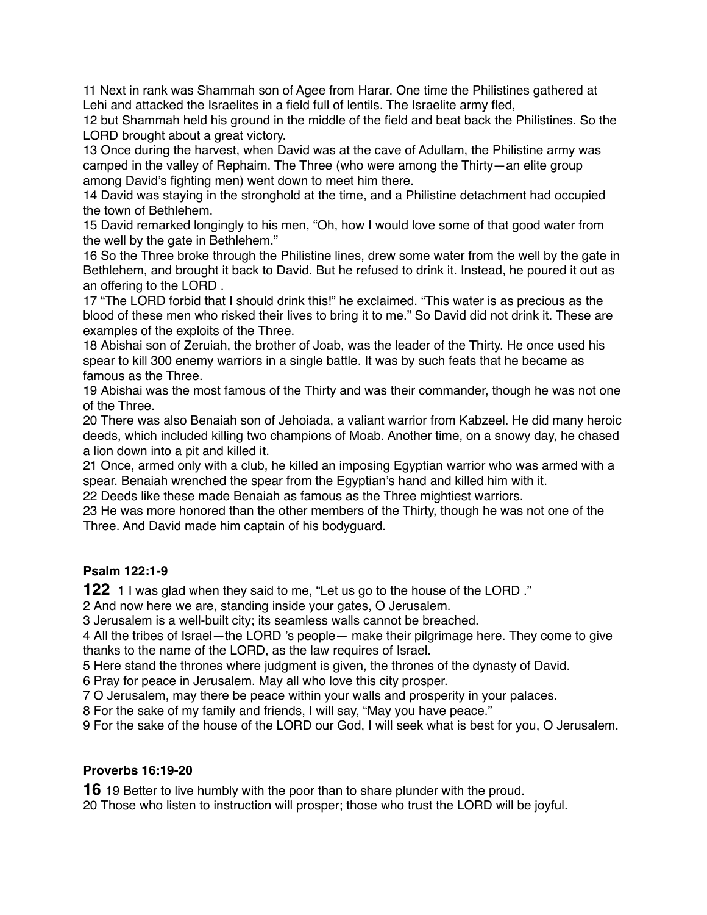11 Next in rank was Shammah son of Agee from Harar. One time the Philistines gathered at Lehi and attacked the Israelites in a field full of lentils. The Israelite army fled,
12 but Shammah held his ground in the middle of the field and beat back the Philistines. So the LORD brought about a great victory.
13 Once during the harvest, when David was at the cave of Adullam, the Philistine army was camped in the valley of Rephaim. The Three (who were among the Thirty—an elite group among David's fighting men) went down to meet him there.
14 David was staying in the stronghold at the time, and a Philistine detachment had occupied the town of Bethlehem.
15 David remarked longingly to his men, "Oh, how I would love some of that good water from the well by the gate in Bethlehem."
16 So the Three broke through the Philistine lines, drew some water from the well by the gate in Bethlehem, and brought it back to David. But he refused to drink it. Instead, he poured it out as an offering to the LORD .
17 "The LORD forbid that I should drink this!" he exclaimed. "This water is as precious as the blood of these men who risked their lives to bring it to me." So David did not drink it. These are examples of the exploits of the Three.
18 Abishai son of Zeruiah, the brother of Joab, was the leader of the Thirty. He once used his spear to kill 300 enemy warriors in a single battle. It was by such feats that he became as famous as the Three.
19 Abishai was the most famous of the Thirty and was their commander, though he was not one of the Three.
20 There was also Benaiah son of Jehoiada, a valiant warrior from Kabzeel. He did many heroic deeds, which included killing two champions of Moab. Another time, on a snowy day, he chased a lion down into a pit and killed it.
21 Once, armed only with a club, he killed an imposing Egyptian warrior who was armed with a spear. Benaiah wrenched the spear from the Egyptian's hand and killed him with it.
22 Deeds like these made Benaiah as famous as the Three mightiest warriors.
23 He was more honored than the other members of the Thirty, though he was not one of the Three. And David made him captain of his bodyguard.

**Psalm 122:1-9**

**122** 1 I was glad when they said to me, "Let us go to the house of the LORD ."
2 And now here we are, standing inside your gates, O Jerusalem.
3 Jerusalem is a well-built city; its seamless walls cannot be breached.
4 All the tribes of Israel—the LORD 's people— make their pilgrimage here. They come to give thanks to the name of the LORD, as the law requires of Israel.
5 Here stand the thrones where judgment is given, the thrones of the dynasty of David.
6 Pray for peace in Jerusalem. May all who love this city prosper.
7 O Jerusalem, may there be peace within your walls and prosperity in your palaces.
8 For the sake of my family and friends, I will say, "May you have peace."
9 For the sake of the house of the LORD our God, I will seek what is best for you, O Jerusalem.

**Proverbs 16:19-20**

**16** 19 Better to live humbly with the poor than to share plunder with the proud.
20 Those who listen to instruction will prosper; those who trust the LORD will be joyful.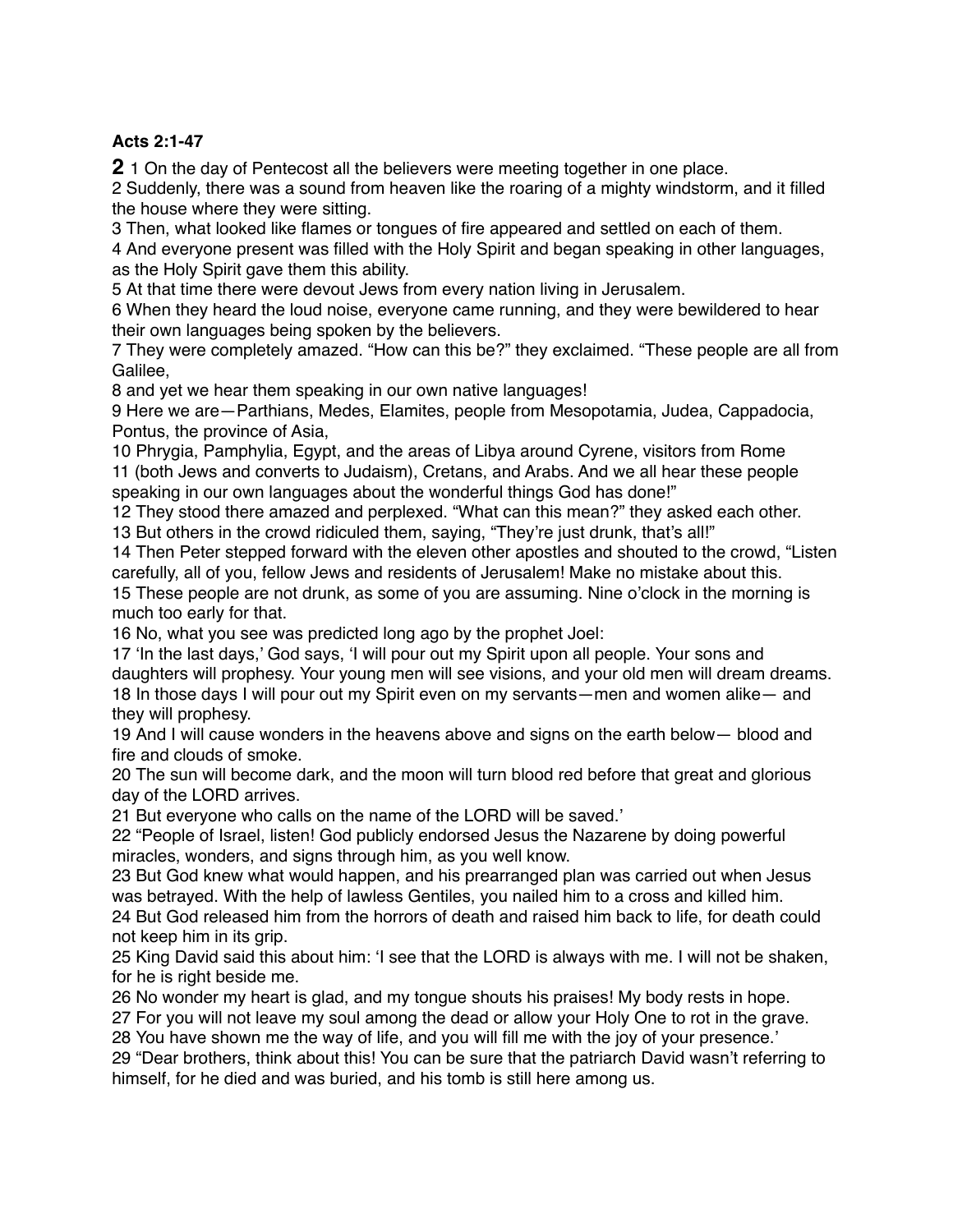**Acts 2:1-47**

**2** 1 On the day of Pentecost all the believers were meeting together in one place.
2 Suddenly, there was a sound from heaven like the roaring of a mighty windstorm, and it filled the house where they were sitting.
3 Then, what looked like flames or tongues of fire appeared and settled on each of them.
4 And everyone present was filled with the Holy Spirit and began speaking in other languages, as the Holy Spirit gave them this ability.
5 At that time there were devout Jews from every nation living in Jerusalem.
6 When they heard the loud noise, everyone came running, and they were bewildered to hear their own languages being spoken by the believers.
7 They were completely amazed. "How can this be?" they exclaimed. "These people are all from Galilee,
8 and yet we hear them speaking in our own native languages!
9 Here we are—Parthians, Medes, Elamites, people from Mesopotamia, Judea, Cappadocia, Pontus, the province of Asia,
10 Phrygia, Pamphylia, Egypt, and the areas of Libya around Cyrene, visitors from Rome
11 (both Jews and converts to Judaism), Cretans, and Arabs. And we all hear these people speaking in our own languages about the wonderful things God has done!"
12 They stood there amazed and perplexed. "What can this mean?" they asked each other.
13 But others in the crowd ridiculed them, saying, "They're just drunk, that's all!"
14 Then Peter stepped forward with the eleven other apostles and shouted to the crowd, "Listen carefully, all of you, fellow Jews and residents of Jerusalem! Make no mistake about this.
15 These people are not drunk, as some of you are assuming. Nine o'clock in the morning is much too early for that.
16 No, what you see was predicted long ago by the prophet Joel:
17 'In the last days,' God says, 'I will pour out my Spirit upon all people. Your sons and daughters will prophesy. Your young men will see visions, and your old men will dream dreams.
18 In those days I will pour out my Spirit even on my servants—men and women alike— and they will prophesy.
19 And I will cause wonders in the heavens above and signs on the earth below— blood and fire and clouds of smoke.
20 The sun will become dark, and the moon will turn blood red before that great and glorious day of the LORD arrives.
21 But everyone who calls on the name of the LORD will be saved.'
22 "People of Israel, listen! God publicly endorsed Jesus the Nazarene by doing powerful miracles, wonders, and signs through him, as you well know.
23 But God knew what would happen, and his prearranged plan was carried out when Jesus was betrayed. With the help of lawless Gentiles, you nailed him to a cross and killed him.
24 But God released him from the horrors of death and raised him back to life, for death could not keep him in its grip.
25 King David said this about him: 'I see that the LORD is always with me. I will not be shaken, for he is right beside me.
26 No wonder my heart is glad, and my tongue shouts his praises! My body rests in hope.
27 For you will not leave my soul among the dead or allow your Holy One to rot in the grave.
28 You have shown me the way of life, and you will fill me with the joy of your presence.'
29 "Dear brothers, think about this! You can be sure that the patriarch David wasn't referring to himself, for he died and was buried, and his tomb is still here among us.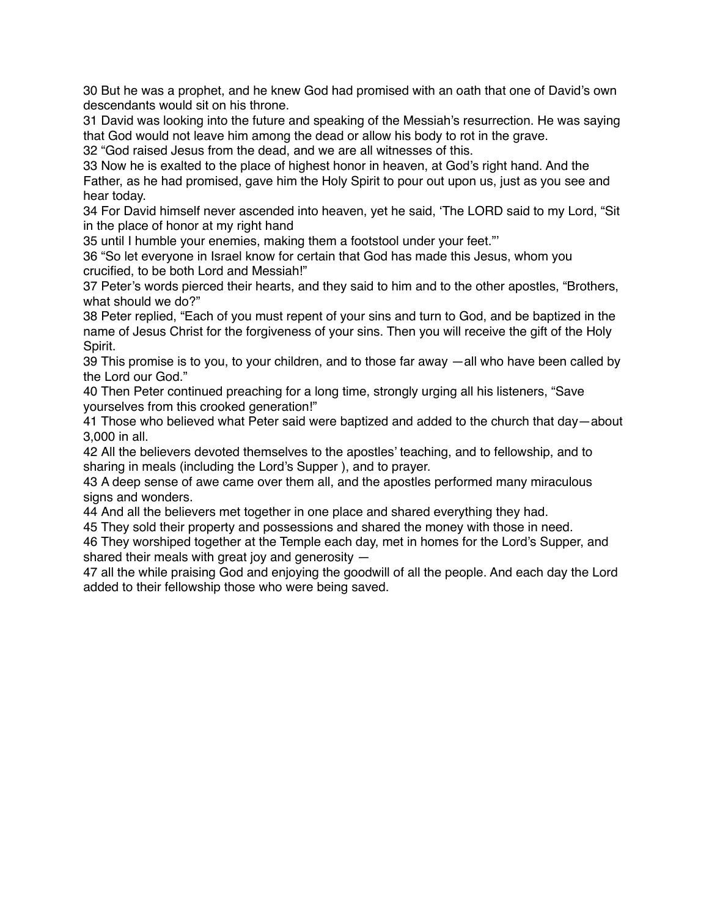30 But he was a prophet, and he knew God had promised with an oath that one of David's own descendants would sit on his throne.
31 David was looking into the future and speaking of the Messiah's resurrection. He was saying that God would not leave him among the dead or allow his body to rot in the grave.
32 "God raised Jesus from the dead, and we are all witnesses of this.
33 Now he is exalted to the place of highest honor in heaven, at God's right hand. And the Father, as he had promised, gave him the Holy Spirit to pour out upon us, just as you see and hear today.
34 For David himself never ascended into heaven, yet he said, 'The LORD said to my Lord, "Sit in the place of honor at my right hand
35 until I humble your enemies, making them a footstool under your feet."'
36 "So let everyone in Israel know for certain that God has made this Jesus, whom you crucified, to be both Lord and Messiah!"
37 Peter's words pierced their hearts, and they said to him and to the other apostles, "Brothers, what should we do?"
38 Peter replied, "Each of you must repent of your sins and turn to God, and be baptized in the name of Jesus Christ for the forgiveness of your sins. Then you will receive the gift of the Holy Spirit.
39 This promise is to you, to your children, and to those far away —all who have been called by the Lord our God."
40 Then Peter continued preaching for a long time, strongly urging all his listeners, "Save yourselves from this crooked generation!"
41 Those who believed what Peter said were baptized and added to the church that day—about 3,000 in all.
42 All the believers devoted themselves to the apostles' teaching, and to fellowship, and to sharing in meals (including the Lord's Supper ), and to prayer.
43 A deep sense of awe came over them all, and the apostles performed many miraculous signs and wonders.
44 And all the believers met together in one place and shared everything they had.
45 They sold their property and possessions and shared the money with those in need.
46 They worshiped together at the Temple each day, met in homes for the Lord's Supper, and shared their meals with great joy and generosity —
47 all the while praising God and enjoying the goodwill of all the people. And each day the Lord added to their fellowship those who were being saved.